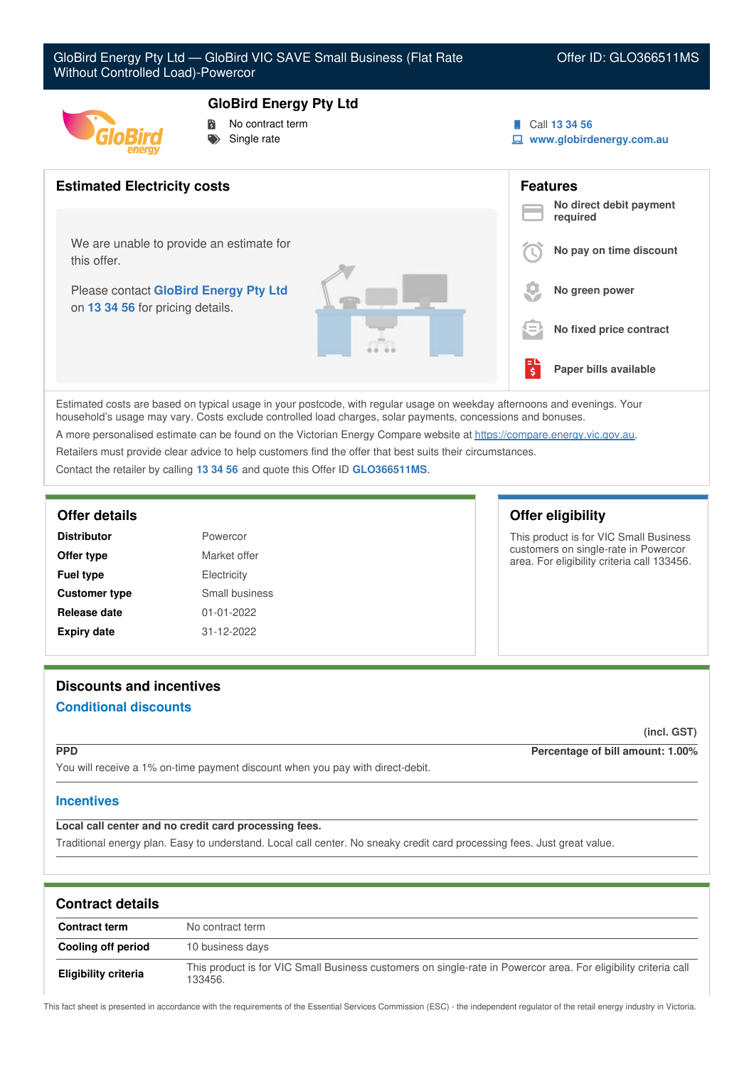# GloBird Energy Pty Ltd — GloBird VIC SAVE Small Business (Flat Rate Without Controlled Load)-Powercor

Offer ID: GLO366511MS

## GloBird Energy Pty Ltd

- No contract term
- Single rate

Call 13 34 56
www.globirdenergy.com.au

## Estimated Electricity costs

We are unable to provide an estimate for this offer.

Please contact **GloBird Energy Pty Ltd** on **13 34 56** for pricing details.

## Features

- **No direct debit payment required**
- **No pay on time discount**
- **No green power**
- **No fixed price contract**
- **Paper bills available**

Estimated costs are based on typical usage in your postcode, with regular usage on weekday afternoons and evenings. Your household's usage may vary. Costs exclude controlled load charges, solar payments, concessions and bonuses.

A more personalised estimate can be found on the Victorian Energy Compare website at https://compare.energy.vic.gov.au.

Retailers must provide clear advice to help customers find the offer that best suits their circumstances.

Contact the retailer by calling **13 34 56** and quote this Offer ID **GLO366511MS**.

## Offer details

| | |
|---|---|
| **Distributor** | Powercor |
| **Offer type** | Market offer |
| **Fuel type** | Electricity |
| **Customer type** | Small business |
| **Release date** | 01-01-2022 |
| **Expiry date** | 31-12-2022 |

## Offer eligibility

This product is for VIC Small Business customers on single-rate in Powercor area. For eligibility criteria call 133456.

## Discounts and incentives

### Conditional discounts

(incl. GST)

**PPD** — **Percentage of bill amount: 1.00%**

You will receive a 1% on-time payment discount when you pay with direct-debit.

### Incentives

**Local call center and no credit card processing fees.**

Traditional energy plan. Easy to understand. Local call center. No sneaky credit card processing fees. Just great value.

## Contract details

| | |
|---|---|
| **Contract term** | No contract term |
| **Cooling off period** | 10 business days |
| **Eligibility criteria** | This product is for VIC Small Business customers on single-rate in Powercor area. For eligibility criteria call 133456. |

This fact sheet is presented in accordance with the requirements of the Essential Services Commission (ESC) - the independent regulator of the retail energy industry in Victoria.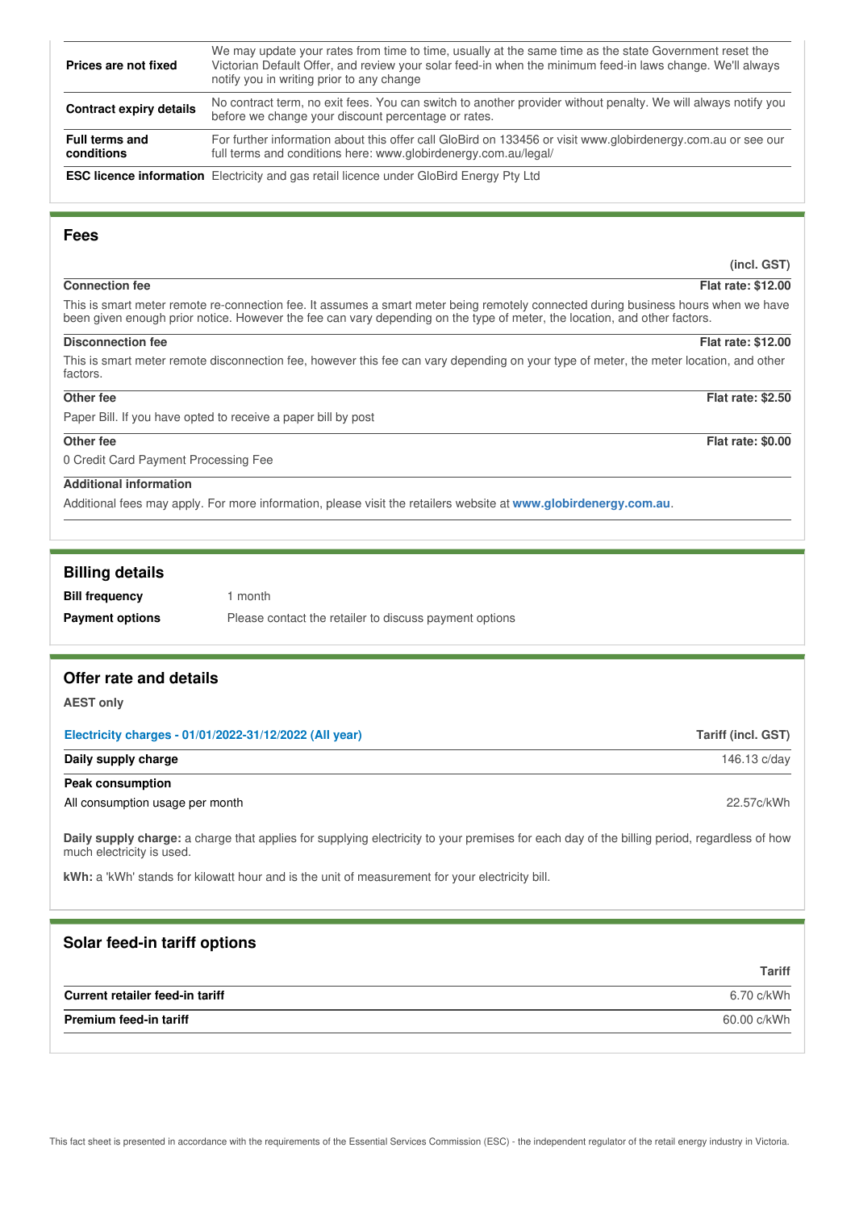| | |
|---|---|
| **Prices are not fixed** | We may update your rates from time to time, usually at the same time as the state Government reset the Victorian Default Offer, and review your solar feed-in when the minimum feed-in laws change. We'll always notify you in writing prior to any change |
| **Contract expiry details** | No contract term, no exit fees. You can switch to another provider without penalty. We will always notify you before we change your discount percentage or rates. |
| **Full terms and conditions** | For further information about this offer call GloBird on 133456 or visit www.globirdenergy.com.au or see our full terms and conditions here: www.globirdenergy.com.au/legal/ |
| **ESC licence information** | Electricity and gas retail licence under GloBird Energy Pty Ltd |

## Fees

| | (incl. GST) |
|---|---|
| **Connection fee** | **Flat rate: $12.00** |

This is smart meter remote re-connection fee. It assumes a smart meter being remotely connected during business hours when we have been given enough prior notice. However the fee can vary depending on the type of meter, the location, and other factors.

| | |
|---|---|
| **Disconnection fee** | **Flat rate: $12.00** |

This is smart meter remote disconnection fee, however this fee can vary depending on your type of meter, the meter location, and other factors.

| | |
|---|---|
| **Other fee** | **Flat rate: $2.50** |

Paper Bill. If you have opted to receive a paper bill by post

| | |
|---|---|
| **Other fee** | **Flat rate: $0.00** |

0 Credit Card Payment Processing Fee

**Additional information**

Additional fees may apply. For more information, please visit the retailers website at **www.globirdenergy.com.au**.

## Billing details

| | |
|---|---|
| **Bill frequency** | 1 month |
| **Payment options** | Please contact the retailer to discuss payment options |

## Offer rate and details

**AEST only**

| Electricity charges - 01/01/2022-31/12/2022 (All year) | Tariff (incl. GST) |
|---|---|
| **Daily supply charge** | 146.13 c/day |
| **Peak consumption** | |
| All consumption usage per month | 22.57c/kWh |

**Daily supply charge:** a charge that applies for supplying electricity to your premises for each day of the billing period, regardless of how much electricity is used.

**kWh:** a 'kWh' stands for kilowatt hour and is the unit of measurement for your electricity bill.

## Solar feed-in tariff options

| | Tariff |
|---|---|
| **Current retailer feed-in tariff** | 6.70 c/kWh |
| **Premium feed-in tariff** | 60.00 c/kWh |

This fact sheet is presented in accordance with the requirements of the Essential Services Commission (ESC) - the independent regulator of the retail energy industry in Victoria.